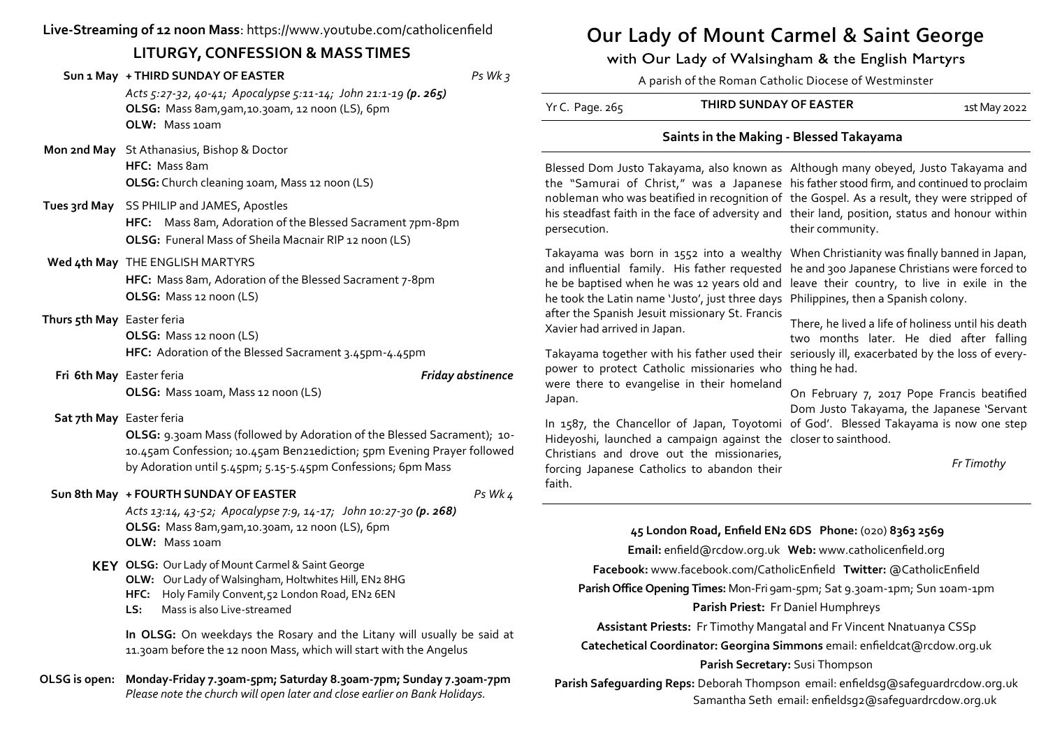**Live-Streaming of 12 noon Mass**: https://www.youtube.com/catholicenfield

## LITURGY, CONFESSION & MASS TIMES

**Sun 1 May** **+ THIRD SUNDAY OF EASTER** *Ps Wk 3*
*Acts 5:27-32, 40-41; Apocalypse 5:11-14; John 21:1-19* ***(p. 265)***
**OLSG:** Mass 8am,9am,10.30am, 12 noon (LS), 6pm
**OLW:** Mass 10am

**Mon 2nd May** St Athanasius, Bishop & Doctor
**HFC:** Mass 8am
**OLSG:** Church cleaning 10am, Mass 12 noon (LS)

**Tues 3rd May** SS PHILIP and JAMES, Apostles
**HFC:** Mass 8am, Adoration of the Blessed Sacrament 7pm-8pm
**OLSG:** Funeral Mass of Sheila Macnair RIP 12 noon (LS)

**Wed 4th May** THE ENGLISH MARTYRS
**HFC:** Mass 8am, Adoration of the Blessed Sacrament 7-8pm
**OLSG:** Mass 12 noon (LS)

**Thurs 5th May** Easter feria
**OLSG:** Mass 12 noon (LS)
**HFC:** Adoration of the Blessed Sacrament 3.45pm-4.45pm

**Fri 6th May** Easter feria ***Friday abstinence***
**OLSG:** Mass 10am, Mass 12 noon (LS)

**Sat 7th May** Easter feria
**OLSG:** 9.30am Mass (followed by Adoration of the Blessed Sacrament); 10-10.45am Confession; 10.45am Ben21ediction; 5pm Evening Prayer followed by Adoration until 5.45pm; 5.15-5.45pm Confessions; 6pm Mass

**Sun 8th May** **+ FOURTH SUNDAY OF EASTER** *Ps Wk 4*
*Acts 13:14, 43-52; Apocalypse 7:9, 14-17; John 10:27-30* ***(p. 268)***
**OLSG:** Mass 8am,9am,10.30am, 12 noon (LS), 6pm
**OLW:** Mass 10am

**KEY**
**OLSG:** Our Lady of Mount Carmel & Saint George
**OLW:** Our Lady of Walsingham, Holtwhites Hill, EN2 8HG
**HFC:** Holy Family Convent,52 London Road, EN2 6EN
**LS:** Mass is also Live-streamed

**In OLSG:** On weekdays the Rosary and the Litany will usually be said at 11.30am before the 12 noon Mass, which will start with the Angelus

**OLSG is open:** **Monday-Friday 7.30am-5pm; Saturday 8.30am-7pm; Sunday 7.30am-7pm**
*Please note the church will open later and close earlier on Bank Holidays.*

# Our Lady of Mount Carmel & Saint George

## with Our Lady of Walsingham & the English Martyrs

A parish of the Roman Catholic Diocese of Westminster

Yr C. Page. 265 **THIRD SUNDAY OF EASTER** 1st May 2022

### Saints in the Making - Blessed Takayama

Blessed Dom Justo Takayama, also known as the "Samurai of Christ," was a Japanese nobleman who was beatified in recognition of his steadfast faith in the face of adversity and persecution.

Takayama was born in 1552 into a wealthy and influential family. His father requested he be baptised when he was 12 years old and he took the Latin name 'Justo', just three days after the Spanish Jesuit missionary St. Francis Xavier had arrived in Japan.

Takayama together with his father used their power to protect Catholic missionaries who were there to evangelise in their homeland Japan.

In 1587, the Chancellor of Japan, Toyotomi Hideyoshi, launched a campaign against the Christians and drove out the missionaries, forcing Japanese Catholics to abandon their faith.

Although many obeyed, Justo Takayama and his father stood firm, and continued to proclaim the Gospel. As a result, they were stripped of their land, position, status and honour within their community.

When Christianity was finally banned in Japan, he and 300 Japanese Christians were forced to leave their country, to live in exile in the Philippines, then a Spanish colony.

There, he lived a life of holiness until his death two months later. He died after falling seriously ill, exacerbated by the loss of everything he had.

On February 7, 2017 Pope Francis beatified Dom Justo Takayama, the Japanese 'Servant of God'. Blessed Takayama is now one step closer to sainthood.

*Fr Timothy*

**45 London Road, Enfield EN2 6DS Phone:** (020) **8363 2569**
**Email:** enfield@rcdow.org.uk **Web:** www.catholicenfield.org
**Facebook:** www.facebook.com/CatholicEnfield **Twitter:** @CatholicEnfield
**Parish Office Opening Times:** Mon-Fri 9am-5pm; Sat 9.30am-1pm; Sun 10am-1pm
**Parish Priest:** Fr Daniel Humphreys
**Assistant Priests:** Fr Timothy Mangatal and Fr Vincent Nnatuanya CSSp
**Catechetical Coordinator: Georgina Simmons** email: enfieldcat@rcdow.org.uk
**Parish Secretary:** Susi Thompson
**Parish Safeguarding Reps:** Deborah Thompson email: enfieldsg@safeguardrcdow.org.uk
Samantha Seth email: enfieldsg2@safeguardrcdow.org.uk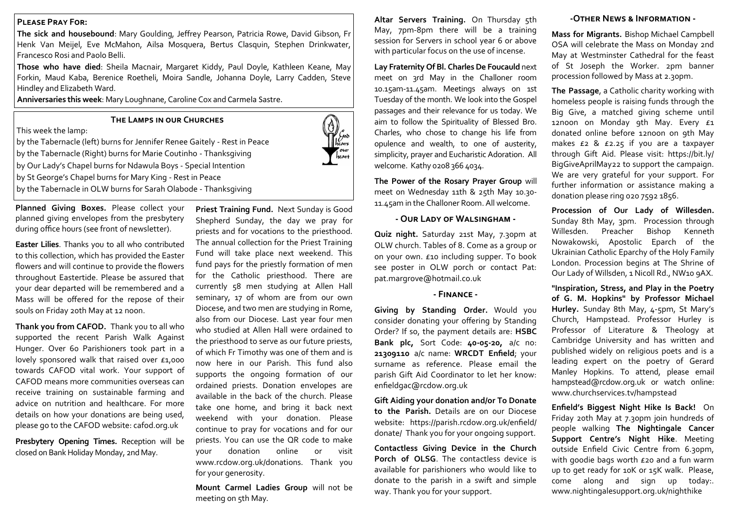## Please Pray For:

**The sick and housebound**: Mary Goulding, Jeffrey Pearson, Patricia Rowe, David Gibson, Fr Henk Van Meijel, Eve McMahon, Ailsa Mosquera, Bertus Clasquin, Stephen Drinkwater, Francesco Rosi and Paolo Belli.

**Those who have died**: Sheila Macnair, Margaret Kiddy, Paul Doyle, Kathleen Keane, May Forkin, Maud Kaba, Berenice Roetheli, Moira Sandle, Johanna Doyle, Larry Cadden, Steve Hindley and Elizabeth Ward.

**Anniversaries this week**: Mary Loughnane, Caroline Cox and Carmela Sastre.

## The Lamps in our Churches

This week the lamp:

by the Tabernacle (left) burns for Jennifer Renee Gaitely - Rest in Peace
by the Tabernacle (Right) burns for Marie Coutinho - Thanksgiving
by Our Lady's Chapel burns for Ndawula Boys - Special Intention
by St George's Chapel burns for Mary King - Rest in Peace
by the Tabernacle in OLW burns for Sarah Olabode - Thanksgiving

**Planned Giving Boxes.** Please collect your planned giving envelopes from the presbytery during office hours (see front of newsletter).

**Easter Lilies**. Thanks you to all who contributed to this collection, which has provided the Easter flowers and will continue to provide the flowers throughout Eastertide. Please be assured that your dear departed will be remembered and a Mass will be offered for the repose of their souls on Friday 20th May at 12 noon.

**Thank you from CAFOD.** Thank you to all who supported the recent Parish Walk Against Hunger. Over 60 Parishioners took part in a lovely sponsored walk that raised over £1,000 towards CAFOD vital work. Your support of CAFOD means more communities overseas can receive training on sustainable farming and advice on nutrition and healthcare. For more details on how your donations are being used, please go to the CAFOD website: cafod.org.uk

**Presbytery Opening Times.** Reception will be closed on Bank Holiday Monday, 2nd May.

**Priest Training Fund.** Next Sunday is Good Shepherd Sunday, the day we pray for priests and for vocations to the priesthood. The annual collection for the Priest Training Fund will take place next weekend. This fund pays for the priestly formation of men for the Catholic priesthood. There are currently 58 men studying at Allen Hall seminary, 17 of whom are from our own Diocese, and two men are studying in Rome, also from our Diocese. Last year four men who studied at Allen Hall were ordained to the priesthood to serve as our future priests, of which Fr Timothy was one of them and is now here in our Parish. This fund also supports the ongoing formation of our ordained priests. Donation envelopes are available in the back of the church. Please take one home, and bring it back next weekend with your donation. Please continue to pray for vocations and for our priests. You can use the QR code to make your donation online or visit www.rcdow.org.uk/donations. Thank you for your generosity.

**Mount Carmel Ladies Group** will not be meeting on 5th May.

**Altar Servers Training.** On Thursday 5th May, 7pm-8pm there will be a training session for Servers in school year 6 or above with particular focus on the use of incense.

**Lay Fraternity Of Bl. Charles De Foucauld** next meet on 3rd May in the Challoner room 10.15am-11.45am. Meetings always on 1st Tuesday of the month. We look into the Gospel passages and their relevance for us today. We aim to follow the Spirituality of Blessed Bro. Charles, who chose to change his life from opulence and wealth, to one of austerity, simplicity, prayer and Eucharistic Adoration. All welcome. Kathy 0208 366 4034.

**The Power of the Rosary Prayer Group** will meet on Wednesday 11th & 25th May 10.30-11.45am in the Challoner Room. All welcome.

## - Our Lady of Walsingham -

**Quiz night.** Saturday 21st May, 7.30pm at OLW church. Tables of 8. Come as a group or on your own. £10 including supper. To book see poster in OLW porch or contact Pat: pat.margrove@hotmail.co.uk

## - Finance -

**Giving by Standing Order.** Would you consider donating your offering by Standing Order? If so, the payment details are: **HSBC Bank plc,** Sort Code: **40-05-20,** a/c no: **21309110** a/c name: **WRCDT Enfield**; your surname as reference. Please email the parish Gift Aid Coordinator to let her know: enfieldgac@rcdow.org.uk

**Gift Aiding your donation and/or To Donate to the Parish.** Details are on our Diocese website: https://parish.rcdow.org.uk/enfield/donate/ Thank you for your ongoing support.

**Contactless Giving Device in the Church Porch of OLSG**. The contactless device is available for parishioners who would like to donate to the parish in a swift and simple way. Thank you for your support.

## -Other News & Information -

**Mass for Migrants.** Bishop Michael Campbell OSA will celebrate the Mass on Monday 2nd May at Westminster Cathedral for the feast of St Joseph the Worker. 2pm banner procession followed by Mass at 2.30pm.

**The Passage**, a Catholic charity working with homeless people is raising funds through the Big Give, a matched giving scheme until 12noon on Monday 9th May. Every £1 donated online before 12noon on 9th May makes £2 & £2.25 if you are a taxpayer through Gift Aid. Please visit: https://bit.ly/BigGiveAprilMay22 to support the campaign. We are very grateful for your support. For further information or assistance making a donation please ring 020 7592 1856.

**Procession of Our Lady of Willesden.** Sunday 8th May, 3pm. Procession through Willesden. Preacher Bishop Kenneth Nowakowski, Apostolic Eparch of the Ukrainian Catholic Eparchy of the Holy Family London. Procession begins at The Shrine of Our Lady of Willsden, 1 Nicoll Rd., NW10 9AX.

**"Inspiration, Stress, and Play in the Poetry of G. M. Hopkins" by Professor Michael Hurley.** Sunday 8th May, 4-5pm, St Mary's Church, Hampstead. Professor Hurley is Professor of Literature & Theology at Cambridge University and has written and published widely on religious poets and is a leading expert on the poetry of Gerard Manley Hopkins. To attend, please email hampstead@rcdow.org.uk or watch online: www.churchservices.tv/hampstead

**Enfield's Biggest Night Hike Is Back!** On Friday 20th May at 7.30pm join hundreds of people walking **The Nightingale Cancer Support Centre's Night Hike**. Meeting outside Enfield Civic Centre from 6.30pm, with goodie bags worth £20 and a fun warm up to get ready for 10K or 15K walk. Please, come along and sign up today:. www.nightingalesupport.org.uk/nighthike